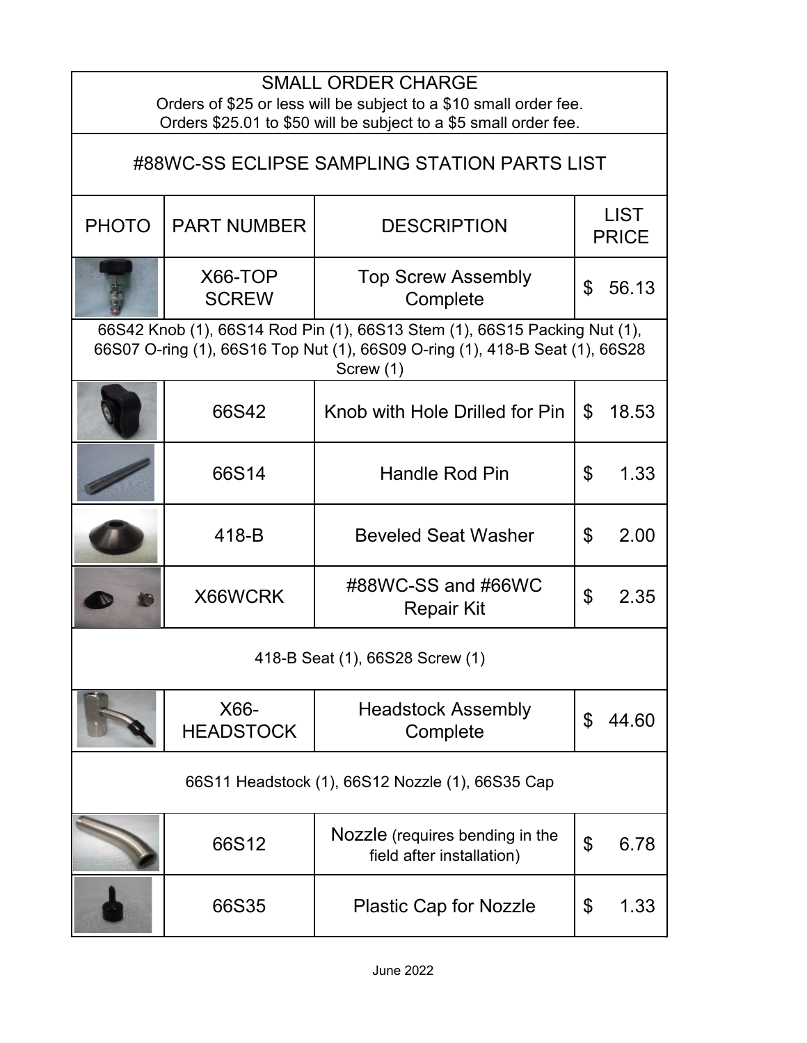## SMALL ORDER CHARGE

Orders of $25 or less will be subject to a $10 small order fee.
Orders $25.01 to $50 will be subject to a $5 small order fee.

# #88WC-SS ECLIPSE SAMPLING STATION PARTS LIST

| PHOTO | PART NUMBER | DESCRIPTION | LIST PRICE |
| --- | --- | --- | --- |
| | X66-TOP SCREW | Top Screw Assembly Complete | $ 56.13 |
| 66S42 Knob (1), 66S14 Rod Pin (1), 66S13 Stem (1), 66S15 Packing Nut (1), 66S07 O-ring (1), 66S16 Top Nut (1), 66S09 O-ring (1), 418-B Seat (1), 66S28 Screw (1) | | | |
| | 66S42 | Knob with Hole Drilled for Pin | $ 18.53 |
| | 66S14 | Handle Rod Pin | $ 1.33 |
| | 418-B | Beveled Seat Washer | $ 2.00 |
| | X66WCRK | #88WC-SS and #66WC Repair Kit | $ 2.35 |
| 418-B Seat (1), 66S28 Screw (1) | | | |
| | X66-HEADSTOCK | Headstock Assembly Complete | $ 44.60 |
| 66S11 Headstock (1), 66S12 Nozzle (1), 66S35 Cap | | | |
| | 66S12 | Nozzle (requires bending in the field after installation) | $ 6.78 |
| | 66S35 | Plastic Cap for Nozzle | $ 1.33 |

June 2022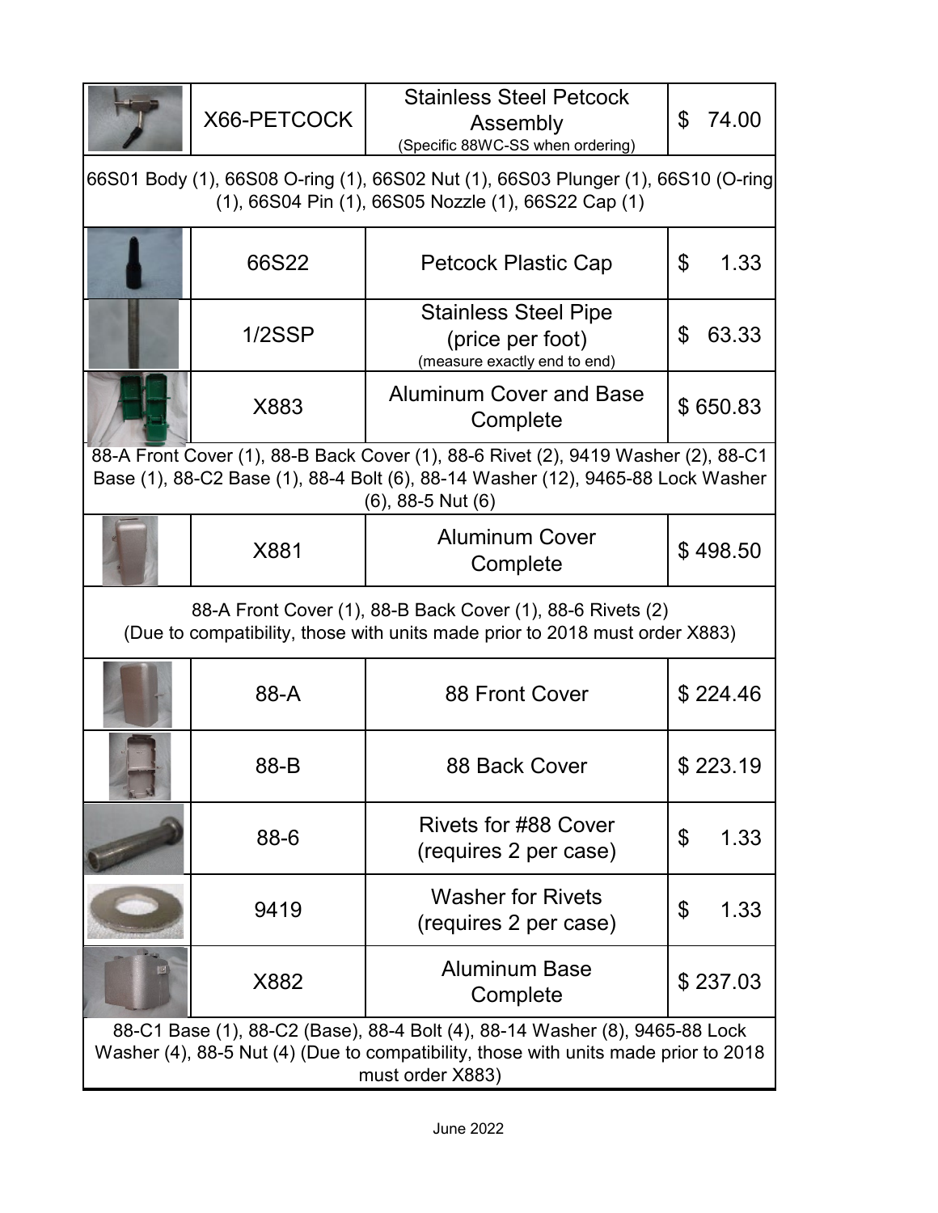| | Part Number | Description | Price |
|---|---|---|---|
| | X66-PETCOCK | Stainless Steel Petcock Assembly (Specific 88WC-SS when ordering) | $ 74.00 |
| 66S01 Body (1), 66S08 O-ring (1), 66S02 Nut (1), 66S03 Plunger (1), 66S10 (O-ring (1), 66S04 Pin (1), 66S05 Nozzle (1), 66S22 Cap (1) | | | |
| | 66S22 | Petcock Plastic Cap | $ 1.33 |
| | 1/2SSP | Stainless Steel Pipe (price per foot) (measure exactly end to end) | $ 63.33 |
| | X883 | Aluminum Cover and Base Complete | $ 650.83 |
| 88-A Front Cover (1), 88-B Back Cover (1), 88-6 Rivet (2), 9419 Washer (2), 88-C1 Base (1), 88-C2 Base (1), 88-4 Bolt (6), 88-14 Washer (12), 9465-88 Lock Washer (6), 88-5 Nut (6) | | | |
| | X881 | Aluminum Cover Complete | $ 498.50 |
| 88-A Front Cover (1), 88-B Back Cover (1), 88-6 Rivets (2) (Due to compatibility, those with units made prior to 2018 must order X883) | | | |
| | 88-A | 88 Front Cover | $ 224.46 |
| | 88-B | 88 Back Cover | $ 223.19 |
| | 88-6 | Rivets for #88 Cover (requires 2 per case) | $ 1.33 |
| | 9419 | Washer for Rivets (requires 2 per case) | $ 1.33 |
| | X882 | Aluminum Base Complete | $ 237.03 |
| 88-C1 Base (1), 88-C2 (Base), 88-4 Bolt (4), 88-14 Washer (8), 9465-88 Lock Washer (4), 88-5 Nut (4) (Due to compatibility, those with units made prior to 2018 must order X883) | | | |

June 2022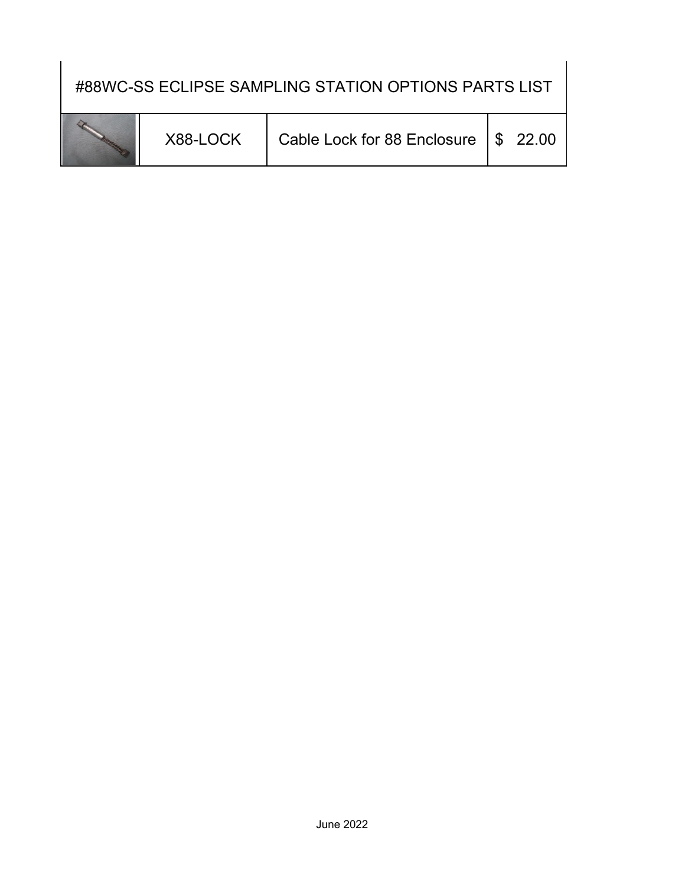| #88WC-SS ECLIPSE SAMPLING STATION OPTIONS PARTS LIST | | | |
|---|---|---|---|
| | X88-LOCK | Cable Lock for 88 Enclosure | $ 22.00 |

June 2022